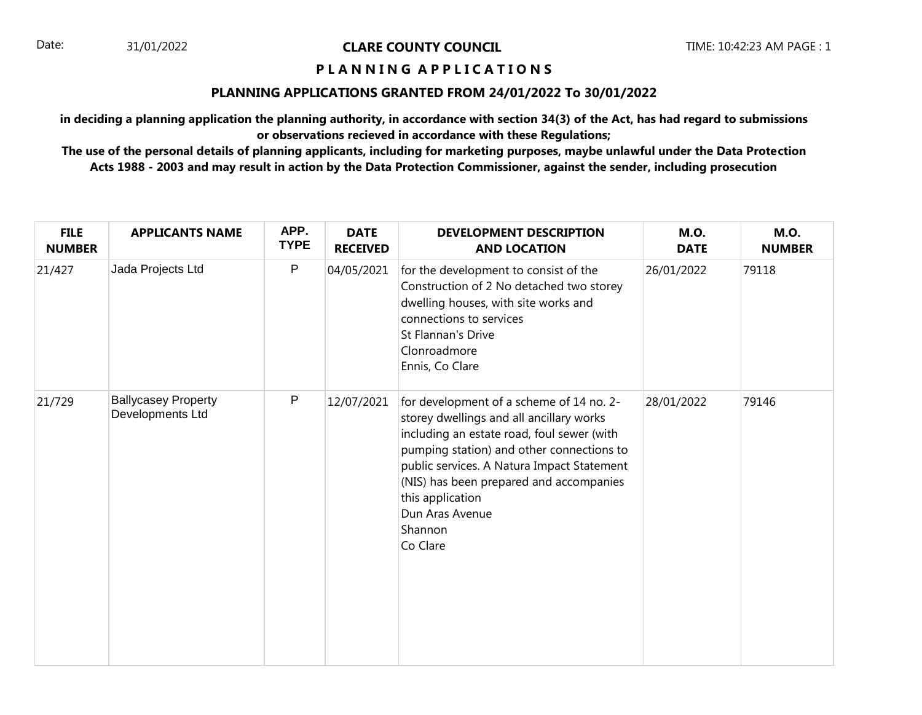Date: 31/01/2022

# CLARE COUNTY COUNCIL

## P L A N N I N G  A P P L I C A T I O N S

### PLANNING APPLICATIONS GRANTED FROM 24/01/2022 To 30/01/2022

**in deciding a planning application the planning authority, in accordance with section 34(3) of the Act, has had regard to submissions or observations recieved in accordance with these Regulations;**

**The use of the personal details of planning applicants, including for marketing purposes, maybe unlawful under the Data Protection Acts 1988 - 2003 and may result in action by the Data Protection Commissioner, against the sender, including prosecution**

| FILE NUMBER | APPLICANTS NAME | APP. TYPE | DATE RECEIVED | DEVELOPMENT DESCRIPTION AND LOCATION | M.O. DATE | M.O. NUMBER |
|---|---|---|---|---|---|---|
| 21/427 | Jada Projects Ltd | P | 04/05/2021 | for the development to consist of the Construction of 2 No detached two storey dwelling houses, with site works and connections to services<br>St Flannan's Drive<br>Clonroadmore<br>Ennis, Co Clare | 26/01/2022 | 79118 |
| 21/729 | Ballycasey Property Developments Ltd | P | 12/07/2021 | for development of a scheme of 14 no. 2-storey dwellings and all ancillary works including an estate road, foul sewer (with pumping station) and other connections to public services. A Natura Impact Statement (NIS) has been prepared and accompanies this application<br>Dun Aras Avenue<br>Shannon<br>Co Clare | 28/01/2022 | 79146 |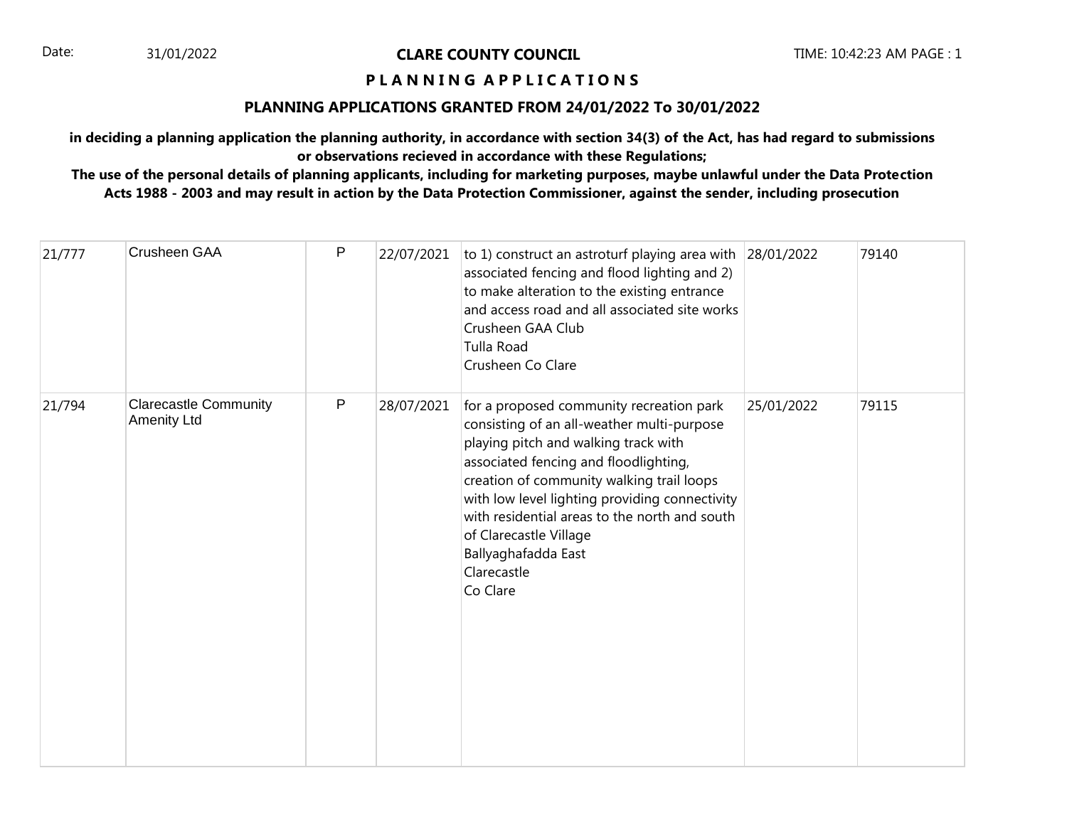**CLARE COUNTY COUNCIL**

**P L A N N I N G  A P P L I C A T I O N S**

**PLANNING APPLICATIONS GRANTED FROM 24/01/2022 To 30/01/2022**

**in deciding a planning application the planning authority, in accordance with section 34(3) of the Act, has had regard to submissions or observations recieved in accordance with these Regulations;**

**The use of the personal details of planning applicants, including for marketing purposes, maybe unlawful under the Data Protection Acts 1988 - 2003 and may result in action by the Data Protection Commissioner, against the sender, including prosecution**

| | | | | | | |
|---|---|---|---|---|---|---|
| 21/777 | Crusheen GAA | P | 22/07/2021 | to 1) construct an astroturf playing area with associated fencing and flood lighting and 2) to make alteration to the existing entrance and access road and all associated site works<br>Crusheen GAA Club<br>Tulla Road<br>Crusheen Co Clare | 28/01/2022 | 79140 |
| 21/794 | Clarecastle Community Amenity Ltd | P | 28/07/2021 | for a proposed community recreation park consisting of an all-weather multi-purpose playing pitch and walking track with associated fencing and floodlighting, creation of community walking trail loops with low level lighting providing connectivity with residential areas to the north and south of Clarecastle Village<br>Ballyaghafadda East<br>Clarecastle<br>Co Clare | 25/01/2022 | 79115 |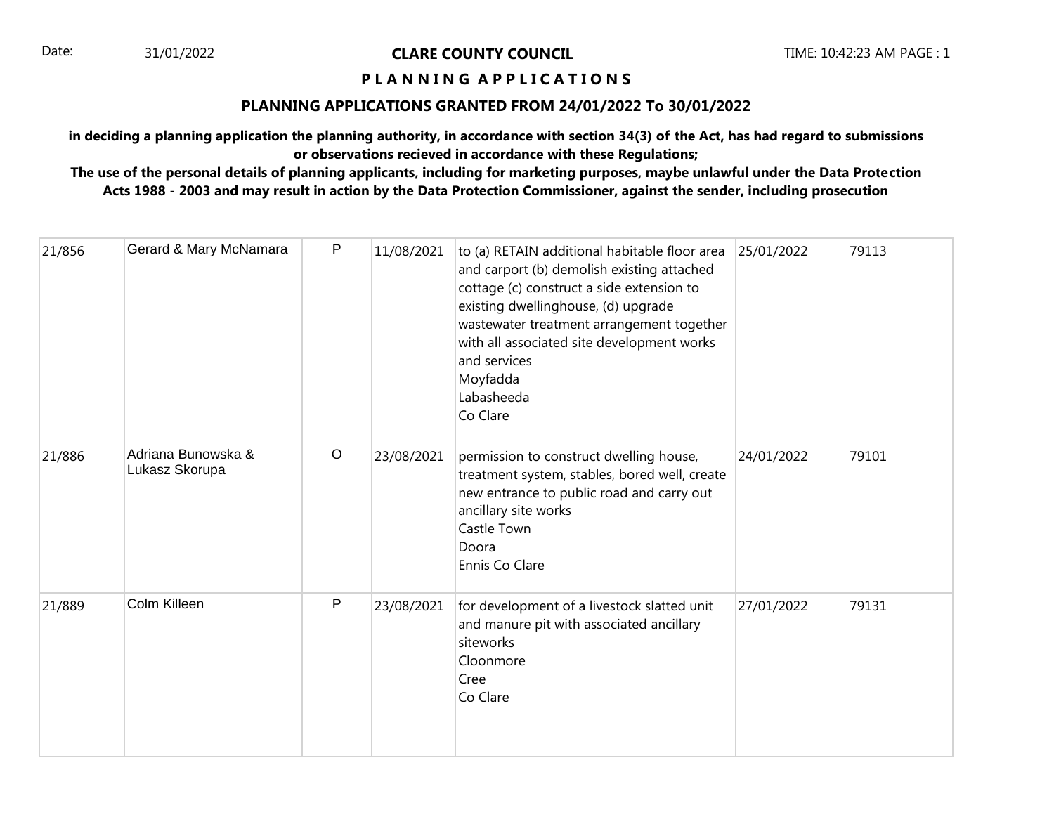## CLARE COUNTY COUNCIL

## PLANNING APPLICATIONS

### PLANNING APPLICATIONS GRANTED FROM 24/01/2022 To 30/01/2022

**in deciding a planning application the planning authority, in accordance with section 34(3) of the Act, has had regard to submissions or observations recieved in accordance with these Regulations;**

**The use of the personal details of planning applicants, including for marketing purposes, maybe unlawful under the Data Protection Acts 1988 - 2003 and may result in action by the Data Protection Commissioner, against the sender, including prosecution**

| | | | | | | |
|---|---|---|---|---|---|---|
| 21/856 | Gerard & Mary McNamara | P | 11/08/2021 | to (a) RETAIN additional habitable floor area and carport (b) demolish existing attached cottage (c) construct a side extension to existing dwellinghouse, (d) upgrade wastewater treatment arrangement together with all associated site development works and services<br>Moyfadda<br>Labasheeda<br>Co Clare | 25/01/2022 | 79113 |
| 21/886 | Adriana Bunowska & Lukasz Skorupa | O | 23/08/2021 | permission to construct dwelling house, treatment system, stables, bored well, create new entrance to public road and carry out ancillary site works<br>Castle Town<br>Doora<br>Ennis Co Clare | 24/01/2022 | 79101 |
| 21/889 | Colm Killeen | P | 23/08/2021 | for development of a livestock slatted unit and manure pit with associated ancillary siteworks<br>Cloonmore<br>Cree<br>Co Clare | 27/01/2022 | 79131 |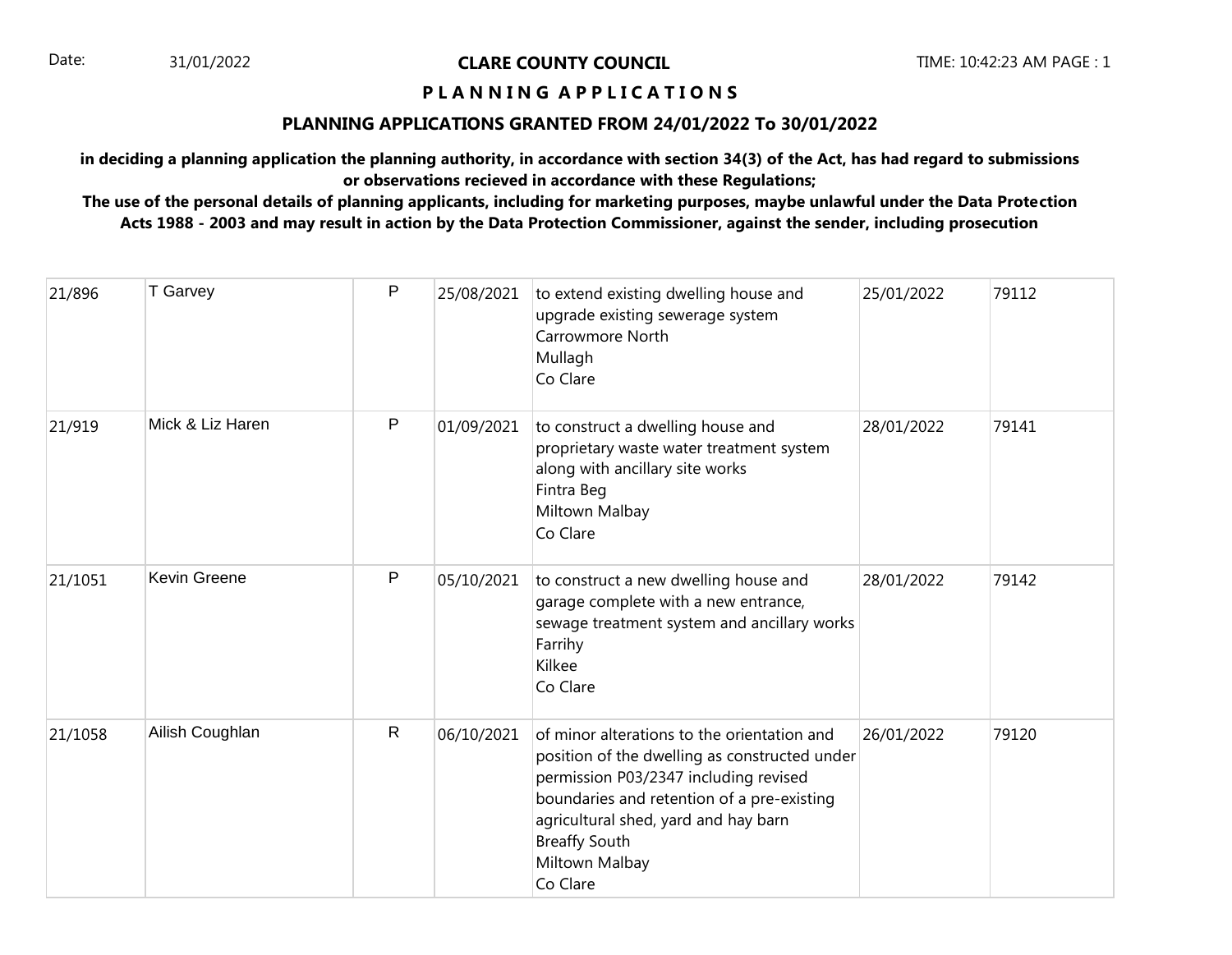# CLARE COUNTY COUNCIL

## PLANNING APPLICATIONS

### PLANNING APPLICATIONS GRANTED FROM 24/01/2022 To 30/01/2022

**in deciding a planning application the planning authority, in accordance with section 34(3) of the Act, has had regard to submissions or observations recieved in accordance with these Regulations;**
**The use of the personal details of planning applicants, including for marketing purposes, maybe unlawful under the Data Protection Acts 1988 - 2003 and may result in action by the Data Protection Commissioner, against the sender, including prosecution**

| | | | | | | |
|---|---|---|---|---|---|---|
| 21/896 | T Garvey | P | 25/08/2021 | to extend existing dwelling house and upgrade existing sewerage system<br>Carrowmore North<br>Mullagh<br>Co Clare | 25/01/2022 | 79112 |
| 21/919 | Mick & Liz Haren | P | 01/09/2021 | to construct a dwelling house and proprietary waste water treatment system along with ancillary site works<br>Fintra Beg<br>Miltown Malbay<br>Co Clare | 28/01/2022 | 79141 |
| 21/1051 | Kevin Greene | P | 05/10/2021 | to construct a new dwelling house and garage complete with a new entrance, sewage treatment system and ancillary works<br>Farrihy<br>Kilkee<br>Co Clare | 28/01/2022 | 79142 |
| 21/1058 | Ailish Coughlan | R | 06/10/2021 | of minor alterations to the orientation and position of the dwelling as constructed under permission P03/2347 including revised boundaries and retention of a pre-existing agricultural shed, yard and hay barn<br>Breaffy South<br>Miltown Malbay<br>Co Clare | 26/01/2022 | 79120 |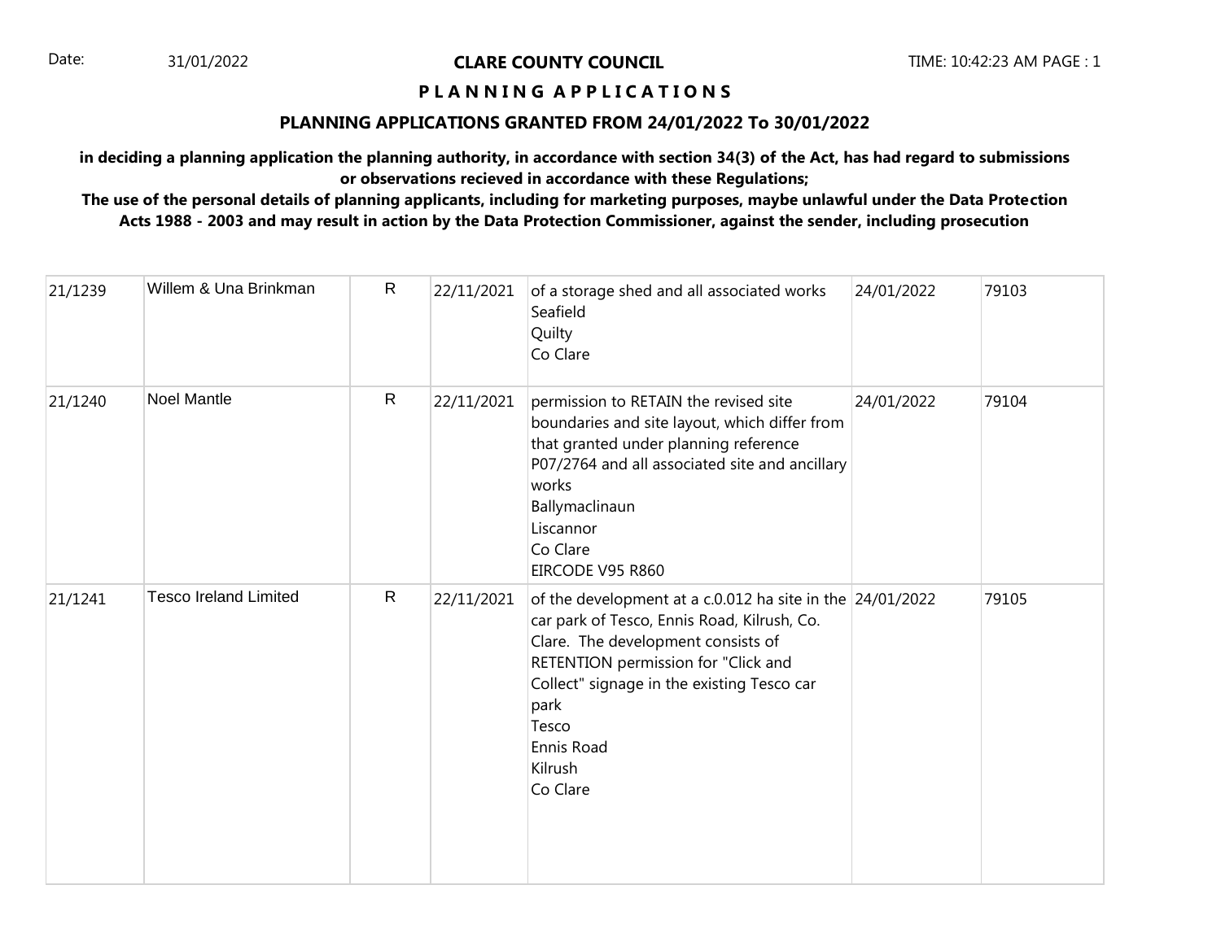**CLARE COUNTY COUNCIL**

**P L A N N I N G A P P L I C A T I O N S**

**PLANNING APPLICATIONS GRANTED FROM 24/01/2022 To 30/01/2022**

**in deciding a planning application the planning authority, in accordance with section 34(3) of the Act, has had regard to submissions or observations recieved in accordance with these Regulations;**

**The use of the personal details of planning applicants, including for marketing purposes, maybe unlawful under the Data Protection Acts 1988 - 2003 and may result in action by the Data Protection Commissioner, against the sender, including prosecution**

| | | | | | | |
|---|---|---|---|---|---|---|
| 21/1239 | Willem & Una Brinkman | R | 22/11/2021 | of a storage shed and all associated works<br>Seafield<br>Quilty<br>Co Clare | 24/01/2022 | 79103 |
| 21/1240 | Noel Mantle | R | 22/11/2021 | permission to RETAIN the revised site boundaries and site layout, which differ from that granted under planning reference P07/2764 and all associated site and ancillary works<br>Ballymaclinaun<br>Liscannor<br>Co Clare<br>EIRCODE V95 R860 | 24/01/2022 | 79104 |
| 21/1241 | Tesco Ireland Limited | R | 22/11/2021 | of the development at a c.0.012 ha site in the car park of Tesco, Ennis Road, Kilrush, Co. Clare. The development consists of RETENTION permission for "Click and Collect" signage in the existing Tesco car park<br>Tesco<br>Ennis Road<br>Kilrush<br>Co Clare | 24/01/2022 | 79105 |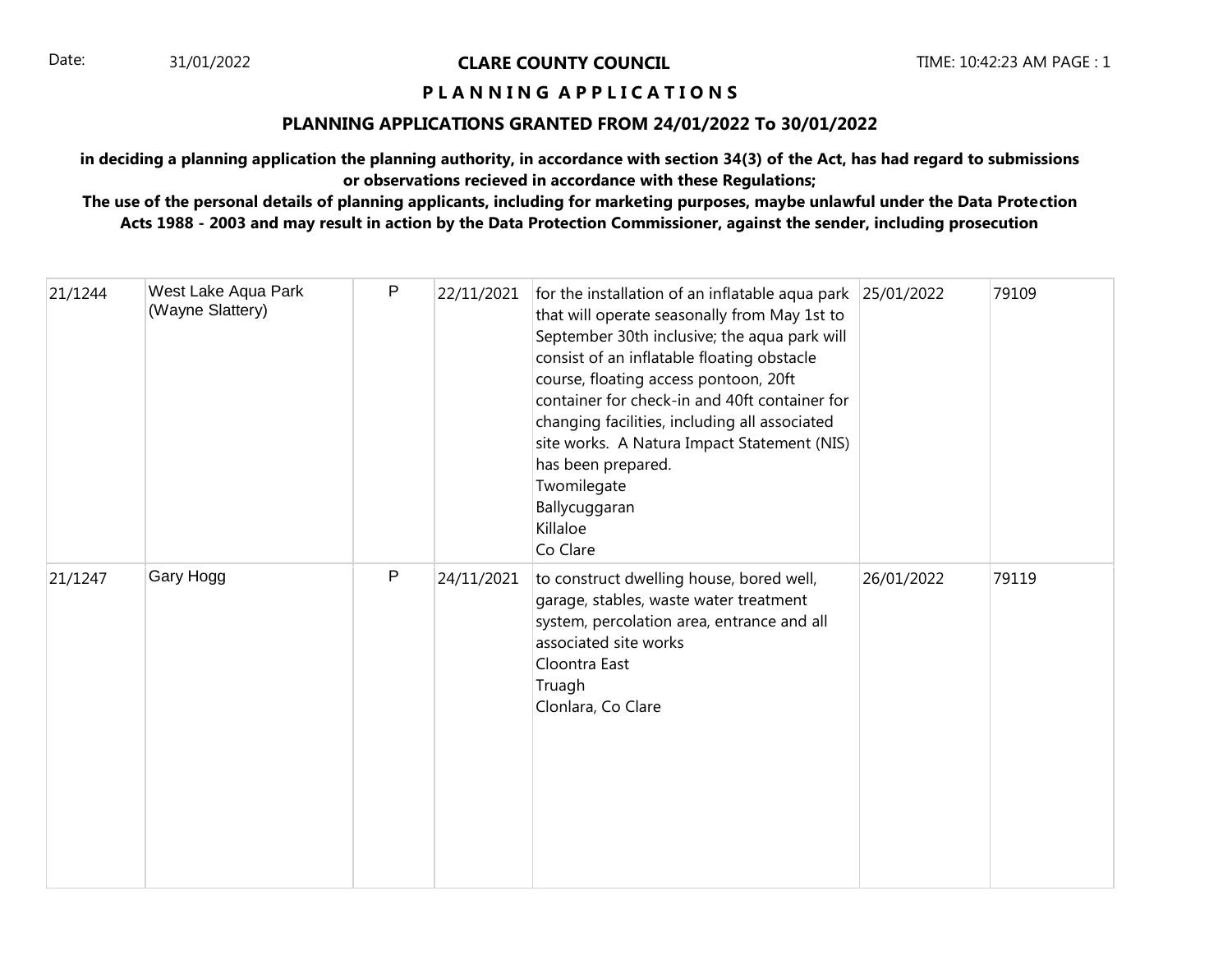Date: 31/01/2022

**CLARE COUNTY COUNCIL**

TIME: 10:42:23 AM PAGE : 1

## P L A N N I N G A P P L I C A T I O N S

### PLANNING APPLICATIONS GRANTED FROM 24/01/2022 To 30/01/2022

**in deciding a planning application the planning authority, in accordance with section 34(3) of the Act, has had regard to submissions or observations recieved in accordance with these Regulations;**

**The use of the personal details of planning applicants, including for marketing purposes, maybe unlawful under the Data Protection Acts 1988 - 2003 and may result in action by the Data Protection Commissioner, against the sender, including prosecution**

| | | | | | | |
|---|---|---|---|---|---|---|
| 21/1244 | West Lake Aqua Park (Wayne Slattery) | P | 22/11/2021 | for the installation of an inflatable aqua park that will operate seasonally from May 1st to September 30th inclusive; the aqua park will consist of an inflatable floating obstacle course, floating access pontoon, 20ft container for check-in and 40ft container for changing facilities, including all associated site works. A Natura Impact Statement (NIS) has been prepared.<br>Twomilegate<br>Ballycuggaran<br>Killaloe<br>Co Clare | 25/01/2022 | 79109 |
| 21/1247 | Gary Hogg | P | 24/11/2021 | to construct dwelling house, bored well, garage, stables, waste water treatment system, percolation area, entrance and all associated site works<br>Cloontra East<br>Truagh<br>Clonlara, Co Clare | 26/01/2022 | 79119 |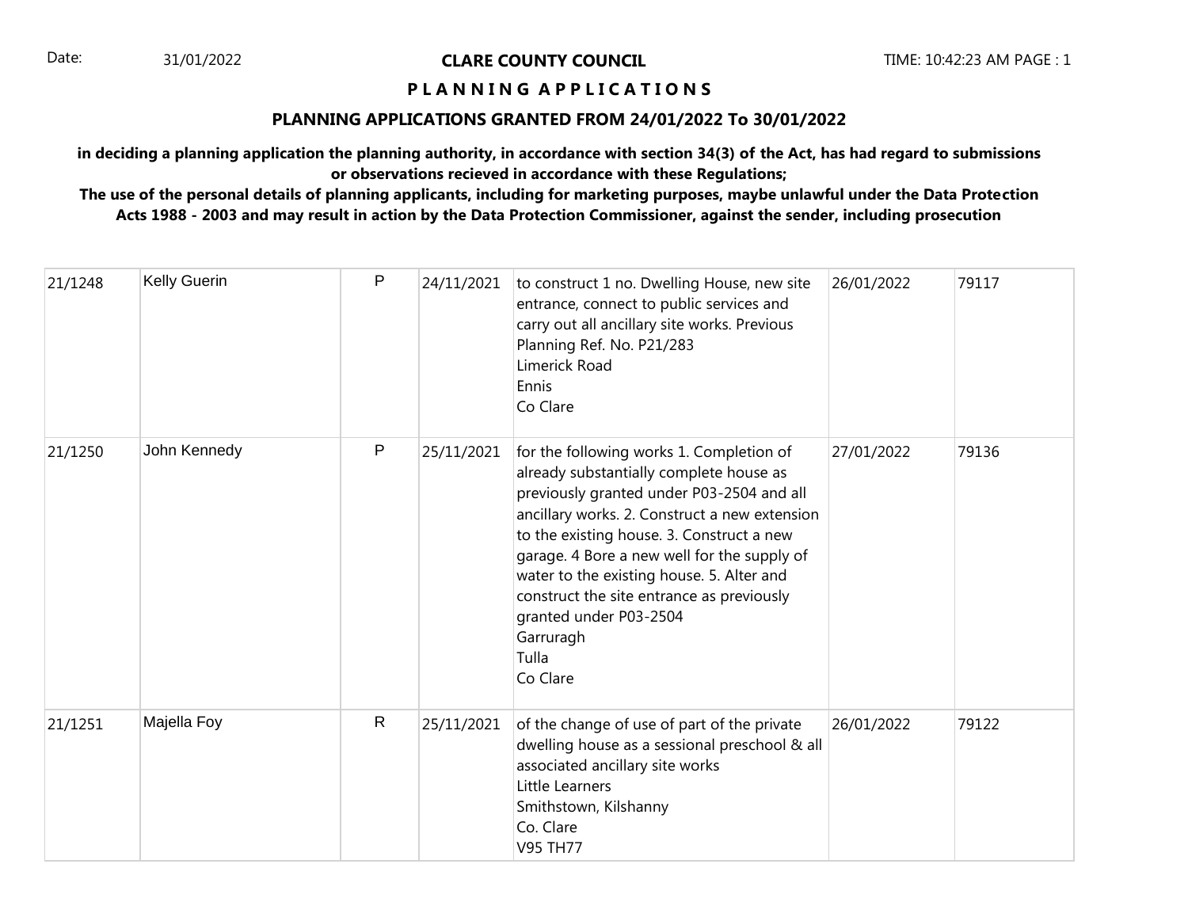| 21/1248 | Kelly Guerin | P | 24/11/2021 | to construct 1 no. Dwelling House, new site entrance, connect to public services and carry out all ancillary site works. Previous Planning Ref. No. P21/283<br>Limerick Road<br>Ennis<br>Co Clare | 26/01/2022 | 79117 |
|---|---|---|---|---|---|---|
| 21/1250 | John Kennedy | P | 25/11/2021 | for the following works 1. Completion of already substantially complete house as previously granted under P03-2504 and all ancillary works. 2. Construct a new extension to the existing house. 3. Construct a new garage. 4 Bore a new well for the supply of water to the existing house. 5. Alter and construct the site entrance as previously granted under P03-2504<br>Garruragh<br>Tulla<br>Co Clare | 27/01/2022 | 79136 |
| 21/1251 | Majella Foy | R | 25/11/2021 | of the change of use of part of the private dwelling house as a sessional preschool & all associated ancillary site works<br>Little Learners<br>Smithstown, Kilshanny<br>Co. Clare<br>V95 TH77 | 26/01/2022 | 79122 |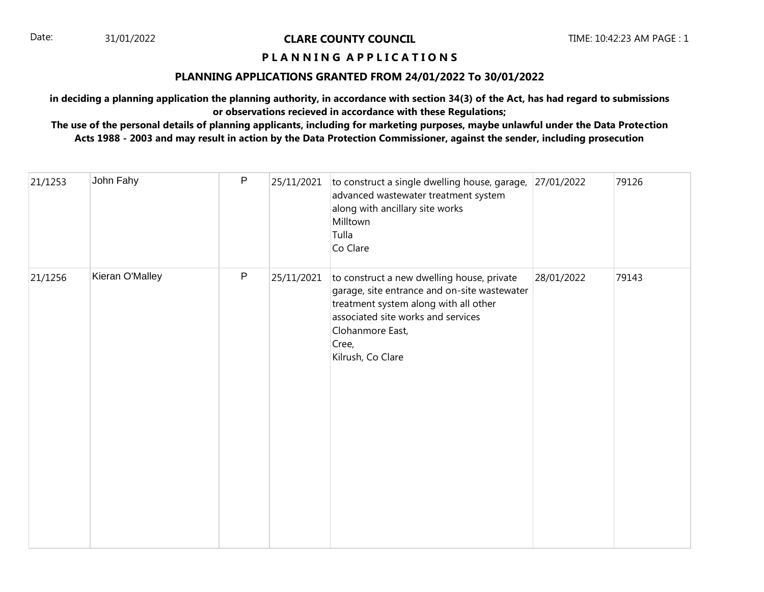**CLARE COUNTY COUNCIL**

**P L A N N I N G   A P P L I C A T I O N S**

**PLANNING APPLICATIONS GRANTED FROM 24/01/2022 To 30/01/2022**

**in deciding a planning application the planning authority, in accordance with section 34(3) of the Act, has had regard to submissions or observations recieved in accordance with these Regulations;**

**The use of the personal details of planning applicants, including for marketing purposes, maybe unlawful under the Data Protection Acts 1988 - 2003 and may result in action by the Data Protection Commissioner, against the sender, including prosecution**

| | | | | | | |
|---|---|---|---|---|---|---|
| 21/1253 | John Fahy | P | 25/11/2021 | to construct a single dwelling house, garage, advanced wastewater treatment system along with ancillary site works<br>Milltown<br>Tulla<br>Co Clare | 27/01/2022 | 79126 |
| 21/1256 | Kieran O'Malley | P | 25/11/2021 | to construct a new dwelling house, private garage, site entrance and on-site wastewater treatment system along with all other associated site works and services<br>Clohanmore East,<br>Cree,<br>Kilrush, Co Clare | 28/01/2022 | 79143 |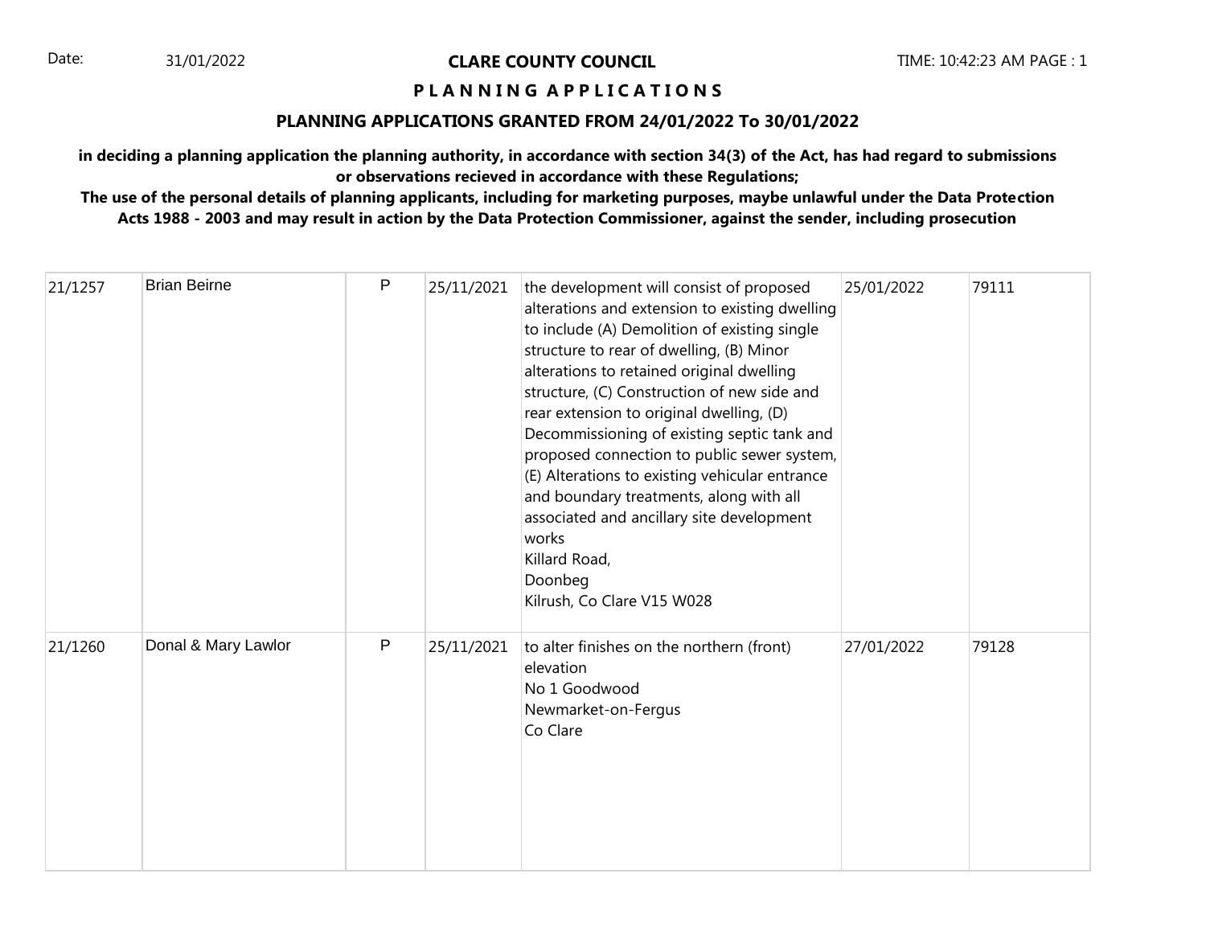Date: 31/01/2022

**CLARE COUNTY COUNCIL**

**P L A N N I N G A P P L I C A T I O N S**

**PLANNING APPLICATIONS GRANTED FROM 24/01/2022 To 30/01/2022**

**in deciding a planning application the planning authority, in accordance with section 34(3) of the Act, has had regard to submissions or observations recieved in accordance with these Regulations;**

**The use of the personal details of planning applicants, including for marketing purposes, maybe unlawful under the Data Protection Acts 1988 - 2003 and may result in action by the Data Protection Commissioner, against the sender, including prosecution**

| | | | | | | |
|---|---|---|---|---|---|---|
| 21/1257 | Brian Beirne | P | 25/11/2021 | the development will consist of proposed alterations and extension to existing dwelling to include (A) Demolition of existing single structure to rear of dwelling, (B) Minor alterations to retained original dwelling structure, (C) Construction of new side and rear extension to original dwelling, (D) Decommissioning of existing septic tank and proposed connection to public sewer system, (E) Alterations to existing vehicular entrance and boundary treatments, along with all associated and ancillary site development works<br>Killard Road,<br>Doonbeg<br>Kilrush, Co Clare V15 W028 | 25/01/2022 | 79111 |
| 21/1260 | Donal & Mary Lawlor | P | 25/11/2021 | to alter finishes on the northern (front) elevation<br>No 1 Goodwood<br>Newmarket-on-Fergus<br>Co Clare | 27/01/2022 | 79128 |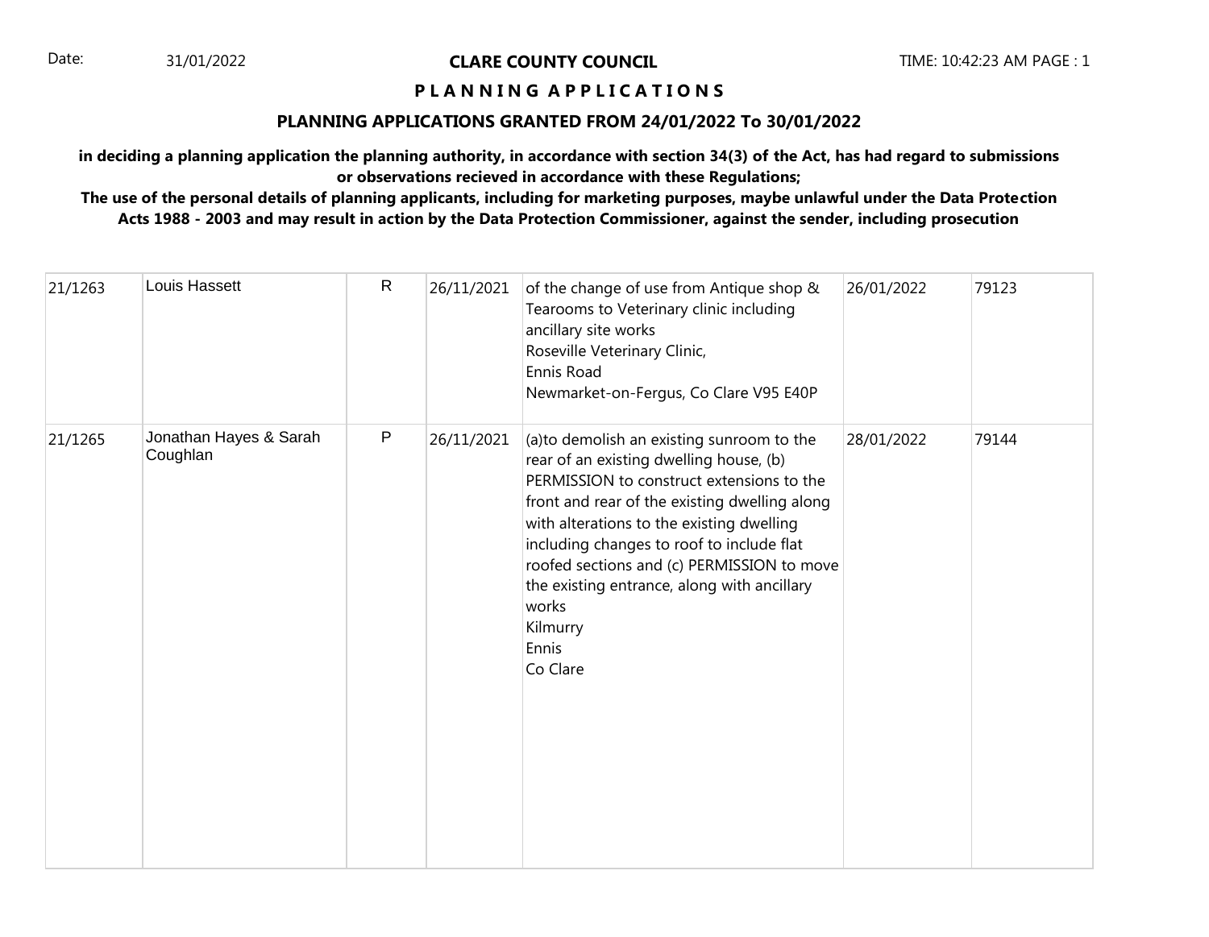Date: 31/01/2022

**CLARE COUNTY COUNCIL**

TIME: 10:42:23 AM PAGE : 1

## P L A N N I N G A P P L I C A T I O N S

### PLANNING APPLICATIONS GRANTED FROM 24/01/2022 To 30/01/2022

**in deciding a planning application the planning authority, in accordance with section 34(3) of the Act, has had regard to submissions or observations recieved in accordance with these Regulations;**

**The use of the personal details of planning applicants, including for marketing purposes, maybe unlawful under the Data Protection Acts 1988 - 2003 and may result in action by the Data Protection Commissioner, against the sender, including prosecution**

| | | | | | | |
|---|---|---|---|---|---|---|
| 21/1263 | Louis Hassett | R | 26/11/2021 | of the change of use from Antique shop & Tearooms to Veterinary clinic including ancillary site works<br>Roseville Veterinary Clinic,<br>Ennis Road<br>Newmarket-on-Fergus, Co Clare V95 E40P | 26/01/2022 | 79123 |
| 21/1265 | Jonathan Hayes & Sarah Coughlan | P | 26/11/2021 | (a)to demolish an existing sunroom to the rear of an existing dwelling house, (b) PERMISSION to construct extensions to the front and rear of the existing dwelling along with alterations to the existing dwelling including changes to roof to include flat roofed sections and (c) PERMISSION to move the existing entrance, along with ancillary works<br>Kilmurry<br>Ennis<br>Co Clare | 28/01/2022 | 79144 |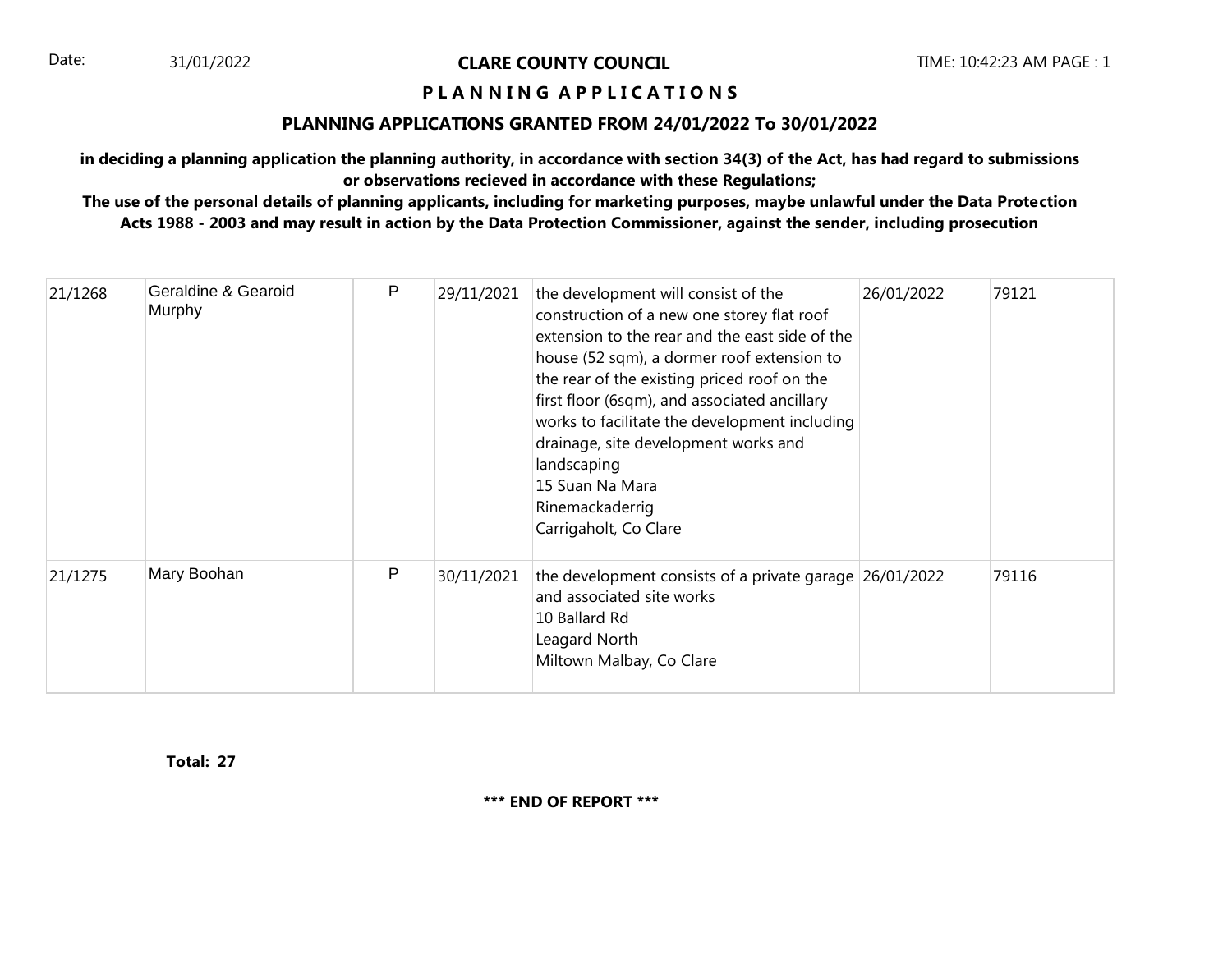Date: 31/01/2022

**CLARE COUNTY COUNCIL**

TIME: 10:42:23 AM PAGE : 1

**P L A N N I N G A P P L I C A T I O N S**

**PLANNING APPLICATIONS GRANTED FROM 24/01/2022 To 30/01/2022**

**in deciding a planning application the planning authority, in accordance with section 34(3) of the Act, has had regard to submissions or observations recieved in accordance with these Regulations;**

**The use of the personal details of planning applicants, including for marketing purposes, maybe unlawful under the Data Protection Acts 1988 - 2003 and may result in action by the Data Protection Commissioner, against the sender, including prosecution**

| | | | | | | |
|---|---|---|---|---|---|---|
| 21/1268 | Geraldine & Gearoid Murphy | P | 29/11/2021 | the development will consist of the construction of a new one storey flat roof extension to the rear and the east side of the house (52 sqm), a dormer roof extension to the rear of the existing priced roof on the first floor (6sqm), and associated ancillary works to facilitate the development including drainage, site development works and landscaping<br>15 Suan Na Mara<br>Rinemackaderrig<br>Carrigaholt, Co Clare | 26/01/2022 | 79121 |
| 21/1275 | Mary Boohan | P | 30/11/2021 | the development consists of a private garage and associated site works<br>10 Ballard Rd<br>Leagard North<br>Miltown Malbay, Co Clare | 26/01/2022 | 79116 |

**Total: 27**

**\*\*\* END OF REPORT \*\*\***